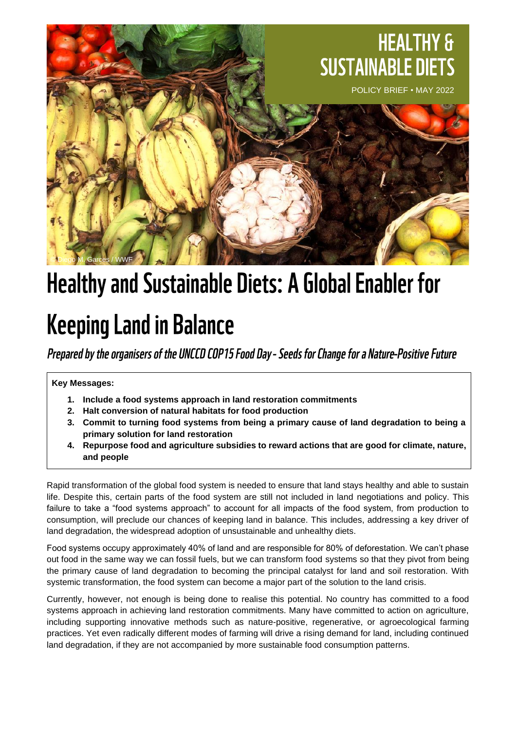HEALTHY & SUSTAINABLE DIETS

POLICY BRIEF • MAY 2022

© Diego M. Garces / WWF

# Healthy and Sustainable Diets: A Global Enabler for Keeping Land in Balance

*Prepared by the organisers of the UNCCD COP15 Food Day - Seeds for Change for a Nature-Positive Future*

**Key Messages:**

1. **Include a food systems approach in land restoration commitments**
2. **Halt conversion of natural habitats for food production**
3. **Commit to turning food systems from being a primary cause of land degradation to being a primary solution for land restoration**
4. **Repurpose food and agriculture subsidies to reward actions that are good for climate, nature, and people**

Rapid transformation of the global food system is needed to ensure that land stays healthy and able to sustain life. Despite this, certain parts of the food system are still not included in land negotiations and policy. This failure to take a "food systems approach" to account for all impacts of the food system, from production to consumption, will preclude our chances of keeping land in balance. This includes, addressing a key driver of land degradation, the widespread adoption of unsustainable and unhealthy diets.

Food systems occupy approximately 40% of land and are responsible for 80% of deforestation. We can't phase out food in the same way we can fossil fuels, but we can transform food systems so that they pivot from being the primary cause of land degradation to becoming the principal catalyst for land and soil restoration. With systemic transformation, the food system can become a major part of the solution to the land crisis.

Currently, however, not enough is being done to realise this potential. No country has committed to a food systems approach in achieving land restoration commitments. Many have committed to action on agriculture, including supporting innovative methods such as nature-positive, regenerative, or agroecological farming practices. Yet even radically different modes of farming will drive a rising demand for land, including continued land degradation, if they are not accompanied by more sustainable food consumption patterns.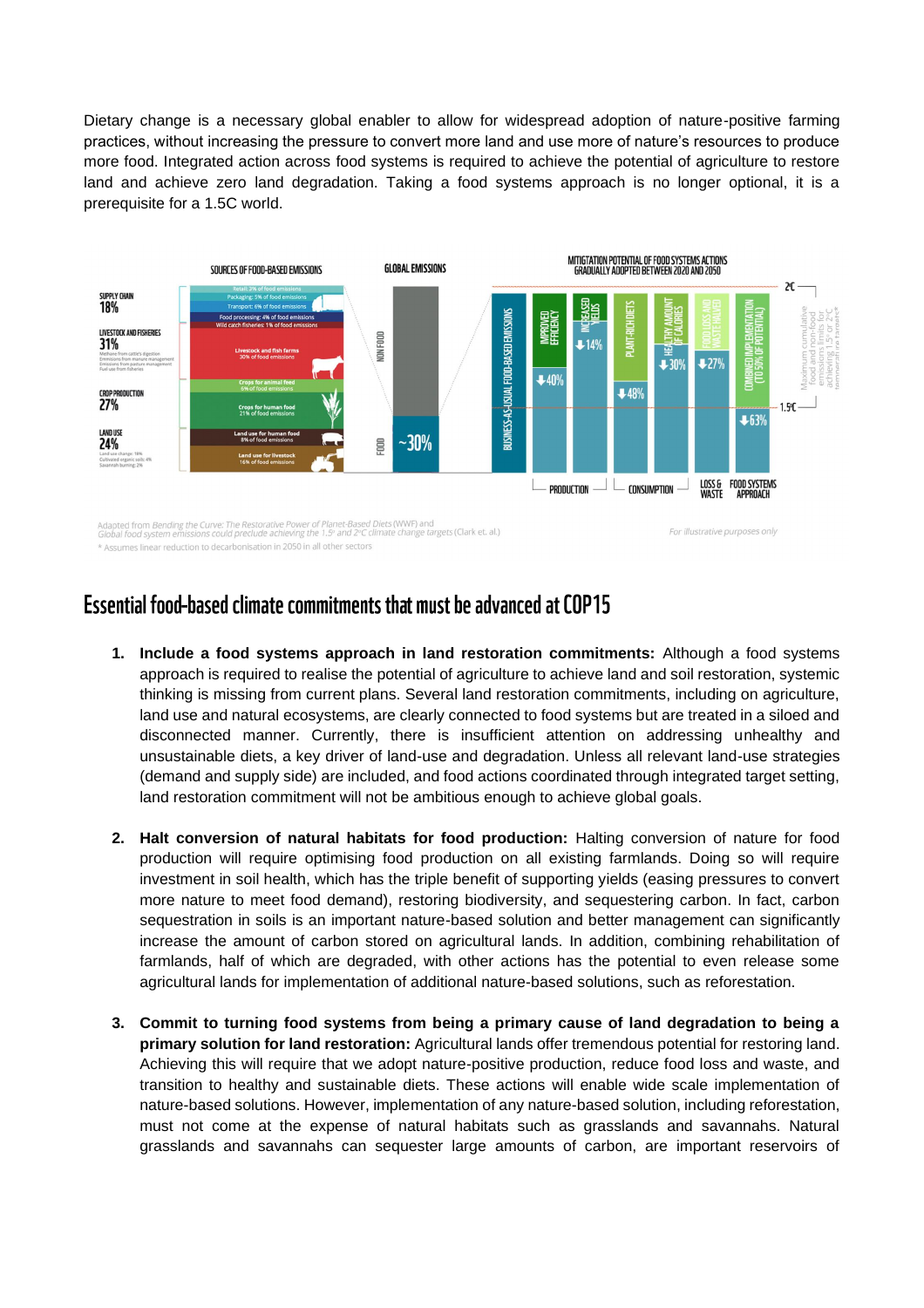Dietary change is a necessary global enabler to allow for widespread adoption of nature-positive farming practices, without increasing the pressure to convert more land and use more of nature's resources to produce more food. Integrated action across food systems is required to achieve the potential of agriculture to restore land and achieve zero land degradation. Taking a food systems approach is no longer optional, it is a prerequisite for a 1.5C world.

SOURCES OF FOOD-BASED EMISSIONS | GLOBAL EMISSIONS | MITIGATION POTENTIAL OF FOOD SYSTEMS ACTIONS GRADUALLY ADOPTED BETWEEN 2020 AND 2050

SUPPLY CHAIN 18% — Retail: 3% of food emissions; Packaging: 5% of food emissions; Transport: 6% of food emissions; Food processing: 4% of food emissions; Wild catch fisheries: 1% of food emissions

LIVESTOCK AND FISHERIES 31% — Livestock and fish farms: 30% of food emissions

CROP PRODUCTION 27% — Crops for animal feed: 6% of food emissions; Crops for human food: 21% of food emissions

LAND USE 24% — Land use for human food: 8% of food emissions; Land use for livestock: 16% of food emissions

NON FOOD | FOOD ~30%

BUSINESS-AS-USUAL FOOD-BASED EMISSIONS | IMPROVED EFFICIENCY ↓40% | INCREASED YIELDS ↓14% | PLANT-RICH DIETS ↓48% | HEALTHY AMOUNT OF CALORIES ↓30% | FOOD LOSS AND WASTE HALVED ↓27% | COMBINED IMPLEMENTATION (TO 50% OF POTENTIAL) ↓63%

PRODUCTION | CONSUMPTION | LOSS & WASTE | FOOD SYSTEMS APPROACH

2C | 1.5C — Maximum cumulative food and non-food emissions limits for achieving 1.5C or 2C temperature targets*

Adapted from *Bending the Curve: The Restorative Power of Planet-Based Diets* (WWF) and *Global food system emissions could preclude achieving the 1.5° and 2°C climate change targets* (Clark et. al.)

*For illustrative purposes only*

\* Assumes linear reduction to decarbonisation in 2050 in all other sectors

## Essential food-based climate commitments that must be advanced at COP15

1. **Include a food systems approach in land restoration commitments:** Although a food systems approach is required to realise the potential of agriculture to achieve land and soil restoration, systemic thinking is missing from current plans. Several land restoration commitments, including on agriculture, land use and natural ecosystems, are clearly connected to food systems but are treated in a siloed and disconnected manner. Currently, there is insufficient attention on addressing unhealthy and unsustainable diets, a key driver of land-use and degradation. Unless all relevant land-use strategies (demand and supply side) are included, and food actions coordinated through integrated target setting, land restoration commitment will not be ambitious enough to achieve global goals.

2. **Halt conversion of natural habitats for food production:** Halting conversion of nature for food production will require optimising food production on all existing farmlands. Doing so will require investment in soil health, which has the triple benefit of supporting yields (easing pressures to convert more nature to meet food demand), restoring biodiversity, and sequestering carbon. In fact, carbon sequestration in soils is an important nature-based solution and better management can significantly increase the amount of carbon stored on agricultural lands. In addition, combining rehabilitation of farmlands, half of which are degraded, with other actions has the potential to even release some agricultural lands for implementation of additional nature-based solutions, such as reforestation.

3. **Commit to turning food systems from being a primary cause of land degradation to being a primary solution for land restoration:** Agricultural lands offer tremendous potential for restoring land. Achieving this will require that we adopt nature-positive production, reduce food loss and waste, and transition to healthy and sustainable diets. These actions will enable wide scale implementation of nature-based solutions. However, implementation of any nature-based solution, including reforestation, must not come at the expense of natural habitats such as grasslands and savannahs. Natural grasslands and savannahs can sequester large amounts of carbon, are important reservoirs of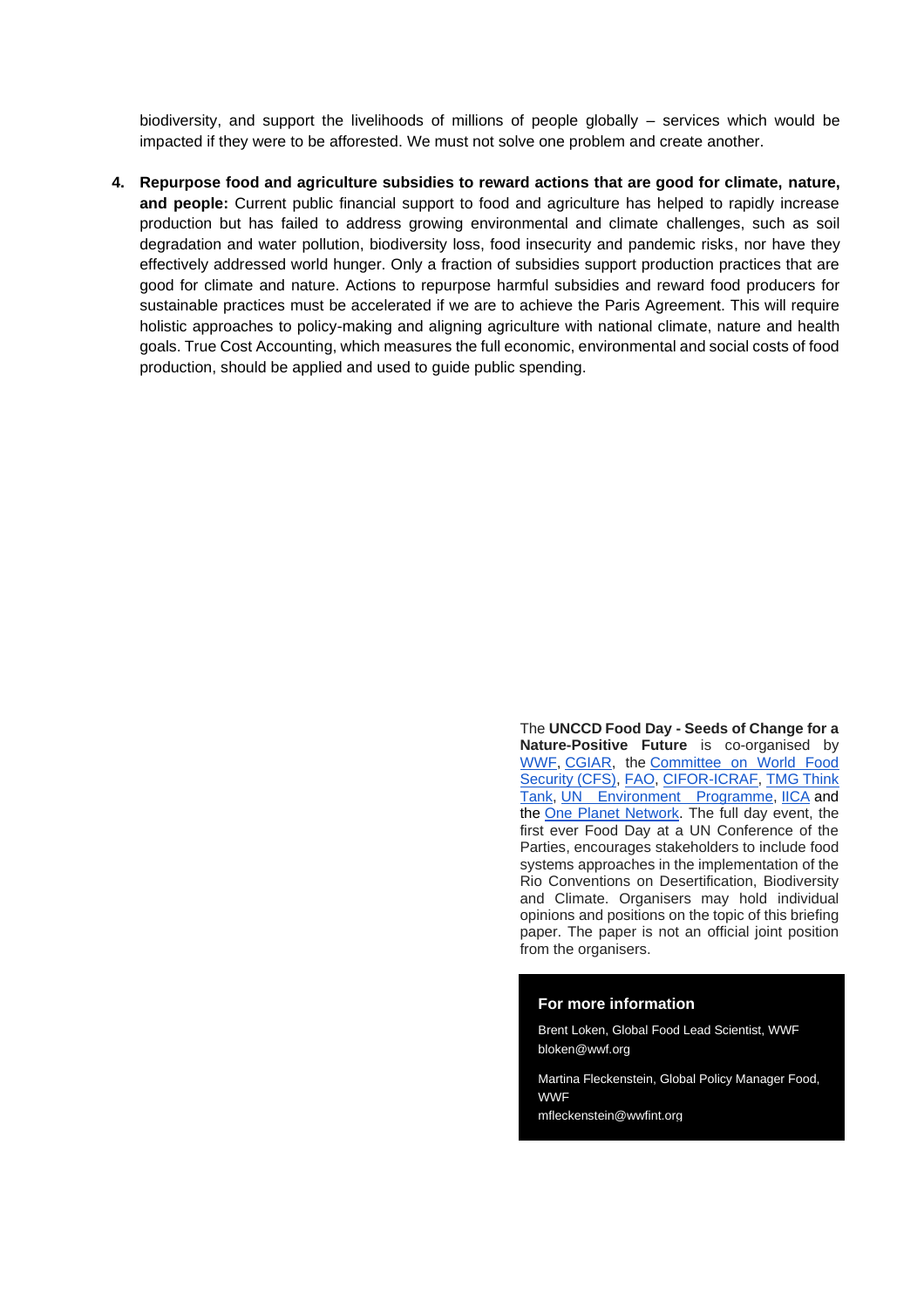biodiversity, and support the livelihoods of millions of people globally – services which would be impacted if they were to be afforested. We must not solve one problem and create another.

4. **Repurpose food and agriculture subsidies to reward actions that are good for climate, nature, and people:** Current public financial support to food and agriculture has helped to rapidly increase production but has failed to address growing environmental and climate challenges, such as soil degradation and water pollution, biodiversity loss, food insecurity and pandemic risks, nor have they effectively addressed world hunger. Only a fraction of subsidies support production practices that are good for climate and nature. Actions to repurpose harmful subsidies and reward food producers for sustainable practices must be accelerated if we are to achieve the Paris Agreement. This will require holistic approaches to policy-making and aligning agriculture with national climate, nature and health goals. True Cost Accounting, which measures the full economic, environmental and social costs of food production, should be applied and used to guide public spending.

The **UNCCD Food Day - Seeds of Change for a Nature-Positive Future** is co-organised by WWF, CGIAR, the Committee on World Food Security (CFS), FAO, CIFOR-ICRAF, TMG Think Tank, UN Environment Programme, IICA and the One Planet Network. The full day event, the first ever Food Day at a UN Conference of the Parties, encourages stakeholders to include food systems approaches in the implementation of the Rio Conventions on Desertification, Biodiversity and Climate. Organisers may hold individual opinions and positions on the topic of this briefing paper. The paper is not an official joint position from the organisers.

**For more information**

Brent Loken, Global Food Lead Scientist, WWF
bloken@wwf.org

Martina Fleckenstein, Global Policy Manager Food, WWF
mfleckenstein@wwfint.org